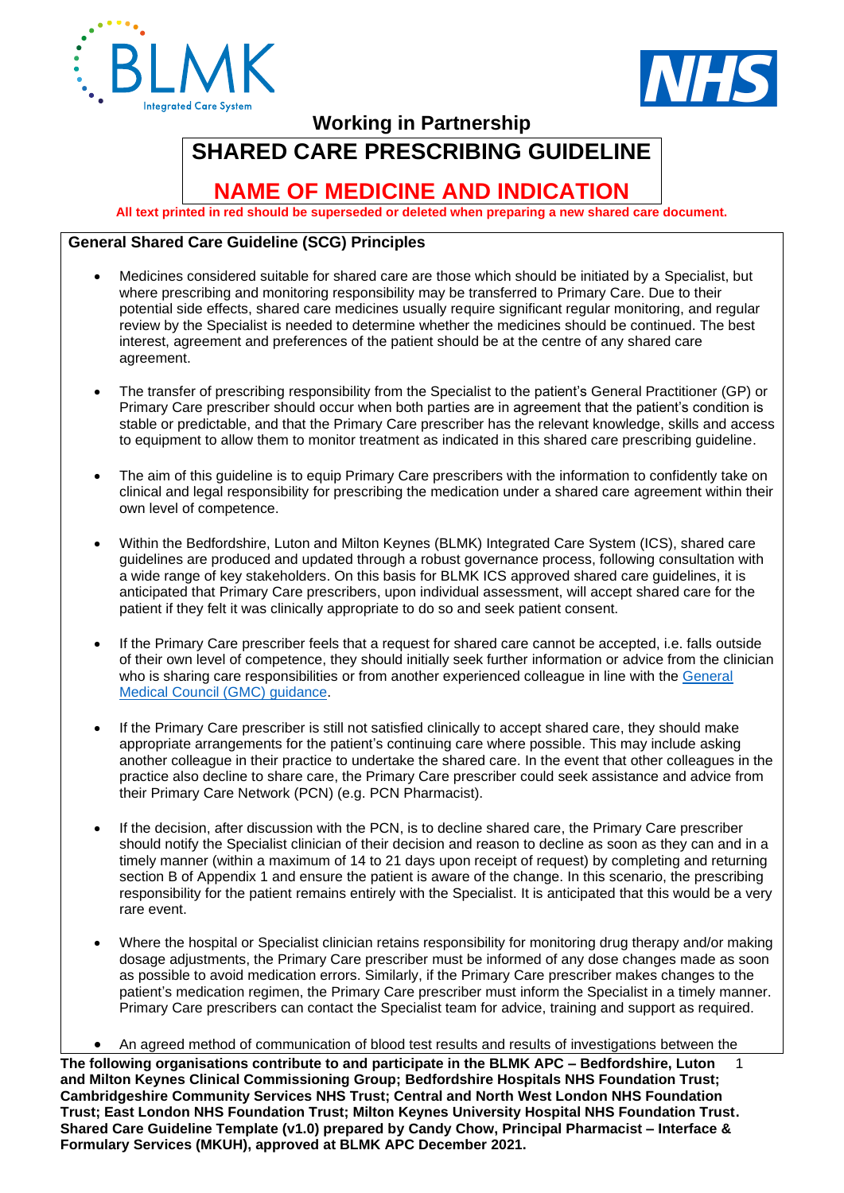## Working in Partnership

# SHARED CARE PRESCRIBING GUIDELINE

## NAME OF MEDICINE AND INDICATION

**All text printed in red should be superseded or deleted when preparing a new shared care document.**

### General Shared Care Guideline (SCG) Principles

- Medicines considered suitable for shared care are those which should be initiated by a Specialist, but where prescribing and monitoring responsibility may be transferred to Primary Care. Due to their potential side effects, shared care medicines usually require significant regular monitoring, and regular review by the Specialist is needed to determine whether the medicines should be continued. The best interest, agreement and preferences of the patient should be at the centre of any shared care agreement.

- The transfer of prescribing responsibility from the Specialist to the patient's General Practitioner (GP) or Primary Care prescriber should occur when both parties are in agreement that the patient's condition is stable or predictable, and that the Primary Care prescriber has the relevant knowledge, skills and access to equipment to allow them to monitor treatment as indicated in this shared care prescribing guideline.

- The aim of this guideline is to equip Primary Care prescribers with the information to confidently take on clinical and legal responsibility for prescribing the medication under a shared care agreement within their own level of competence.

- Within the Bedfordshire, Luton and Milton Keynes (BLMK) Integrated Care System (ICS), shared care guidelines are produced and updated through a robust governance process, following consultation with a wide range of key stakeholders. On this basis for BLMK ICS approved shared care guidelines, it is anticipated that Primary Care prescribers, upon individual assessment, will accept shared care for the patient if they felt it was clinically appropriate to do so and seek patient consent.

- If the Primary Care prescriber feels that a request for shared care cannot be accepted, i.e. falls outside of their own level of competence, they should initially seek further information or advice from the clinician who is sharing care responsibilities or from another experienced colleague in line with the General Medical Council (GMC) guidance.

- If the Primary Care prescriber is still not satisfied clinically to accept shared care, they should make appropriate arrangements for the patient's continuing care where possible. This may include asking another colleague in their practice to undertake the shared care. In the event that other colleagues in the practice also decline to share care, the Primary Care prescriber could seek assistance and advice from their Primary Care Network (PCN) (e.g. PCN Pharmacist).

- If the decision, after discussion with the PCN, is to decline shared care, the Primary Care prescriber should notify the Specialist clinician of their decision and reason to decline as soon as they can and in a timely manner (within a maximum of 14 to 21 days upon receipt of request) by completing and returning section B of Appendix 1 and ensure the patient is aware of the change. In this scenario, the prescribing responsibility for the patient remains entirely with the Specialist. It is anticipated that this would be a very rare event.

- Where the hospital or Specialist clinician retains responsibility for monitoring drug therapy and/or making dosage adjustments, the Primary Care prescriber must be informed of any dose changes made as soon as possible to avoid medication errors. Similarly, if the Primary Care prescriber makes changes to the patient's medication regimen, the Primary Care prescriber must inform the Specialist in a timely manner. Primary Care prescribers can contact the Specialist team for advice, training and support as required.

- An agreed method of communication of blood test results and results of investigations between the

**The following organisations contribute to and participate in the BLMK APC – Bedfordshire, Luton and Milton Keynes Clinical Commissioning Group; Bedfordshire Hospitals NHS Foundation Trust; Cambridgeshire Community Services NHS Trust; Central and North West London NHS Foundation Trust; East London NHS Foundation Trust; Milton Keynes University Hospital NHS Foundation Trust. Shared Care Guideline Template (v1.0) prepared by Candy Chow, Principal Pharmacist – Interface & Formulary Services (MKUH), approved at BLMK APC December 2021.**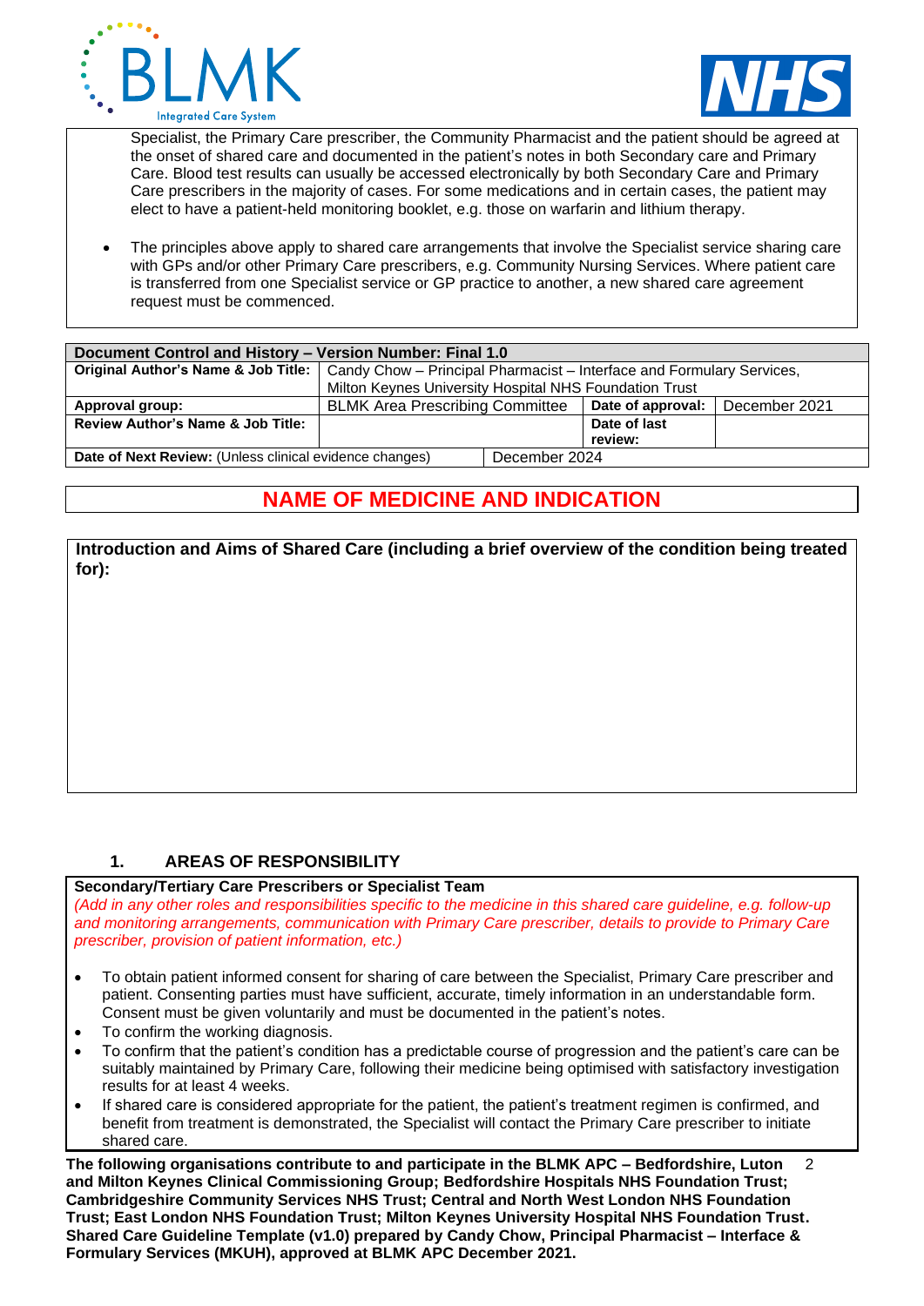Specialist, the Primary Care prescriber, the Community Pharmacist and the patient should be agreed at the onset of shared care and documented in the patient's notes in both Secondary care and Primary Care. Blood test results can usually be accessed electronically by both Secondary Care and Primary Care prescribers in the majority of cases. For some medications and in certain cases, the patient may elect to have a patient-held monitoring booklet, e.g. those on warfarin and lithium therapy.

- The principles above apply to shared care arrangements that involve the Specialist service sharing care with GPs and/or other Primary Care prescribers, e.g. Community Nursing Services. Where patient care is transferred from one Specialist service or GP practice to another, a new shared care agreement request must be commenced.

| **Document Control and History – Version Number: Final 1.0** | | | |
|---|---|---|---|
| **Original Author's Name & Job Title:** | Candy Chow – Principal Pharmacist – Interface and Formulary Services, Milton Keynes University Hospital NHS Foundation Trust | | |
| **Approval group:** | BLMK Area Prescribing Committee | **Date of approval:** | December 2021 |
| **Review Author's Name & Job Title:** | | **Date of last review:** | |
| **Date of Next Review:** (Unless clinical evidence changes) | December 2024 | | |

# NAME OF MEDICINE AND INDICATION

**Introduction and Aims of Shared Care (including a brief overview of the condition being treated for):**

## 1. AREAS OF RESPONSIBILITY

**Secondary/Tertiary Care Prescribers or Specialist Team**

*(Add in any other roles and responsibilities specific to the medicine in this shared care guideline, e.g. follow-up and monitoring arrangements, communication with Primary Care prescriber, details to provide to Primary Care prescriber, provision of patient information, etc.)*

- To obtain patient informed consent for sharing of care between the Specialist, Primary Care prescriber and patient. Consenting parties must have sufficient, accurate, timely information in an understandable form. Consent must be given voluntarily and must be documented in the patient's notes.
- To confirm the working diagnosis.
- To confirm that the patient's condition has a predictable course of progression and the patient's care can be suitably maintained by Primary Care, following their medicine being optimised with satisfactory investigation results for at least 4 weeks.
- If shared care is considered appropriate for the patient, the patient's treatment regimen is confirmed, and benefit from treatment is demonstrated, the Specialist will contact the Primary Care prescriber to initiate shared care.

**The following organisations contribute to and participate in the BLMK APC – Bedfordshire, Luton and Milton Keynes Clinical Commissioning Group; Bedfordshire Hospitals NHS Foundation Trust; Cambridgeshire Community Services NHS Trust; Central and North West London NHS Foundation Trust; East London NHS Foundation Trust; Milton Keynes University Hospital NHS Foundation Trust. Shared Care Guideline Template (v1.0) prepared by Candy Chow, Principal Pharmacist – Interface & Formulary Services (MKUH), approved at BLMK APC December 2021.**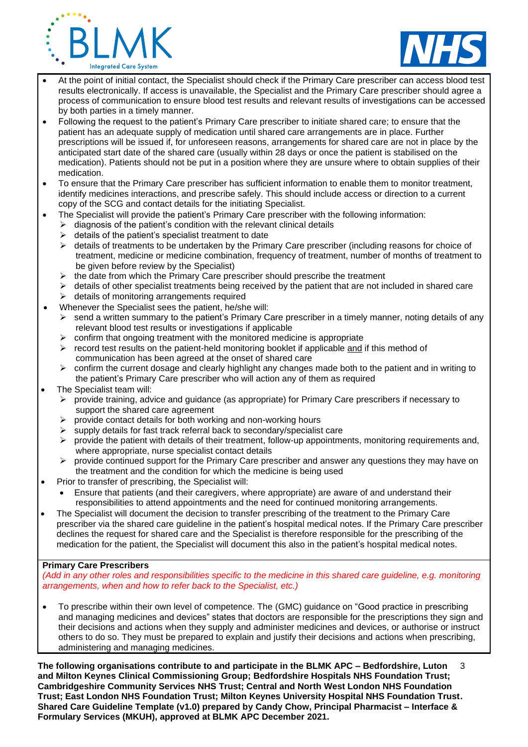- At the point of initial contact, the Specialist should check if the Primary Care prescriber can access blood test results electronically. If access is unavailable, the Specialist and the Primary Care prescriber should agree a process of communication to ensure blood test results and relevant results of investigations can be accessed by both parties in a timely manner.
- Following the request to the patient's Primary Care prescriber to initiate shared care; to ensure that the patient has an adequate supply of medication until shared care arrangements are in place. Further prescriptions will be issued if, for unforeseen reasons, arrangements for shared care are not in place by the anticipated start date of the shared care (usually within 28 days or once the patient is stabilised on the medication). Patients should not be put in a position where they are unsure where to obtain supplies of their medication.
- To ensure that the Primary Care prescriber has sufficient information to enable them to monitor treatment, identify medicines interactions, and prescribe safely. This should include access or direction to a current copy of the SCG and contact details for the initiating Specialist.
- The Specialist will provide the patient's Primary Care prescriber with the following information:
  - diagnosis of the patient's condition with the relevant clinical details
  - details of the patient's specialist treatment to date
  - details of treatments to be undertaken by the Primary Care prescriber (including reasons for choice of treatment, medicine or medicine combination, frequency of treatment, number of months of treatment to be given before review by the Specialist)
  - the date from which the Primary Care prescriber should prescribe the treatment
  - details of other specialist treatments being received by the patient that are not included in shared care
  - details of monitoring arrangements required
- Whenever the Specialist sees the patient, he/she will:
  - send a written summary to the patient's Primary Care prescriber in a timely manner, noting details of any relevant blood test results or investigations if applicable
  - confirm that ongoing treatment with the monitored medicine is appropriate
  - record test results on the patient-held monitoring booklet if applicable <u>and</u> if this method of communication has been agreed at the onset of shared care
  - confirm the current dosage and clearly highlight any changes made both to the patient and in writing to the patient's Primary Care prescriber who will action any of them as required
- The Specialist team will:
  - provide training, advice and guidance (as appropriate) for Primary Care prescribers if necessary to support the shared care agreement
  - provide contact details for both working and non-working hours
  - supply details for fast track referral back to secondary/specialist care
  - provide the patient with details of their treatment, follow-up appointments, monitoring requirements and, where appropriate, nurse specialist contact details
  - provide continued support for the Primary Care prescriber and answer any questions they may have on the treatment and the condition for which the medicine is being used
- Prior to transfer of prescribing, the Specialist will:
  - Ensure that patients (and their caregivers, where appropriate) are aware of and understand their responsibilities to attend appointments and the need for continued monitoring arrangements.
- The Specialist will document the decision to transfer prescribing of the treatment to the Primary Care prescriber via the shared care guideline in the patient's hospital medical notes. If the Primary Care prescriber declines the request for shared care and the Specialist is therefore responsible for the prescribing of the medication for the patient, the Specialist will document this also in the patient's hospital medical notes.

**Primary Care Prescribers**

*(Add in any other roles and responsibilities specific to the medicine in this shared care guideline, e.g. monitoring arrangements, when and how to refer back to the Specialist, etc.)*

- To prescribe within their own level of competence. The (GMC) guidance on "Good practice in prescribing and managing medicines and devices" states that doctors are responsible for the prescriptions they sign and their decisions and actions when they supply and administer medicines and devices, or authorise or instruct others to do so. They must be prepared to explain and justify their decisions and actions when prescribing, administering and managing medicines.

**The following organisations contribute to and participate in the BLMK APC – Bedfordshire, Luton and Milton Keynes Clinical Commissioning Group; Bedfordshire Hospitals NHS Foundation Trust; Cambridgeshire Community Services NHS Trust; Central and North West London NHS Foundation Trust; East London NHS Foundation Trust; Milton Keynes University Hospital NHS Foundation Trust. Shared Care Guideline Template (v1.0) prepared by Candy Chow, Principal Pharmacist – Interface & Formulary Services (MKUH), approved at BLMK APC December 2021.**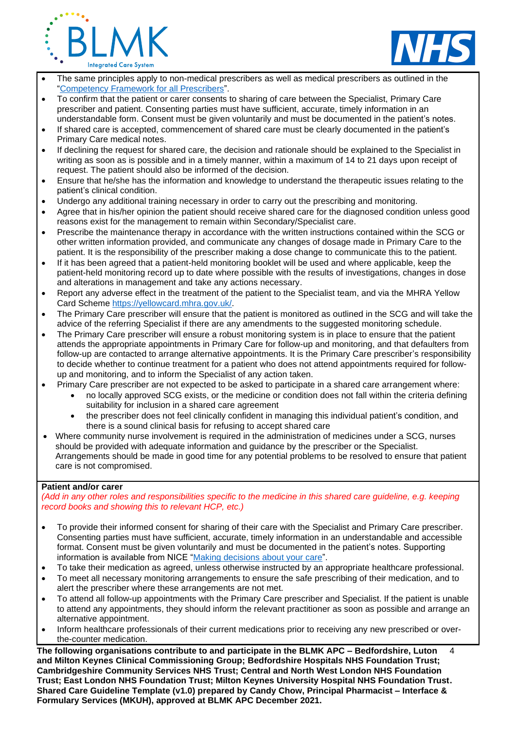- The same principles apply to non-medical prescribers as well as medical prescribers as outlined in the "[Competency Framework for all Prescribers](#)".
- To confirm that the patient or carer consents to sharing of care between the Specialist, Primary Care prescriber and patient. Consenting parties must have sufficient, accurate, timely information in an understandable form. Consent must be given voluntarily and must be documented in the patient's notes.
- If shared care is accepted, commencement of shared care must be clearly documented in the patient's Primary Care medical notes.
- If declining the request for shared care, the decision and rationale should be explained to the Specialist in writing as soon as is possible and in a timely manner, within a maximum of 14 to 21 days upon receipt of request. The patient should also be informed of the decision.
- Ensure that he/she has the information and knowledge to understand the therapeutic issues relating to the patient's clinical condition.
- Undergo any additional training necessary in order to carry out the prescribing and monitoring.
- Agree that in his/her opinion the patient should receive shared care for the diagnosed condition unless good reasons exist for the management to remain within Secondary/Specialist care.
- Prescribe the maintenance therapy in accordance with the written instructions contained within the SCG or other written information provided, and communicate any changes of dosage made in Primary Care to the patient. It is the responsibility of the prescriber making a dose change to communicate this to the patient.
- If it has been agreed that a patient-held monitoring booklet will be used and where applicable, keep the patient-held monitoring record up to date where possible with the results of investigations, changes in dose and alterations in management and take any actions necessary.
- Report any adverse effect in the treatment of the patient to the Specialist team, and via the MHRA Yellow Card Scheme [https://yellowcard.mhra.gov.uk/](https://yellowcard.mhra.gov.uk/).
- The Primary Care prescriber will ensure that the patient is monitored as outlined in the SCG and will take the advice of the referring Specialist if there are any amendments to the suggested monitoring schedule.
- The Primary Care prescriber will ensure a robust monitoring system is in place to ensure that the patient attends the appropriate appointments in Primary Care for follow-up and monitoring, and that defaulters from follow-up are contacted to arrange alternative appointments. It is the Primary Care prescriber's responsibility to decide whether to continue treatment for a patient who does not attend appointments required for follow-up and monitoring, and to inform the Specialist of any action taken.
- Primary Care prescriber are not expected to be asked to participate in a shared care arrangement where:
  - no locally approved SCG exists, or the medicine or condition does not fall within the criteria defining suitability for inclusion in a shared care agreement
  - the prescriber does not feel clinically confident in managing this individual patient's condition, and there is a sound clinical basis for refusing to accept shared care
- Where community nurse involvement is required in the administration of medicines under a SCG, nurses should be provided with adequate information and guidance by the prescriber or the Specialist. Arrangements should be made in good time for any potential problems to be resolved to ensure that patient care is not compromised.

**Patient and/or carer**

*(Add in any other roles and responsibilities specific to the medicine in this shared care guideline, e.g. keeping record books and showing this to relevant HCP, etc.)*

- To provide their informed consent for sharing of their care with the Specialist and Primary Care prescriber. Consenting parties must have sufficient, accurate, timely information in an understandable and accessible format. Consent must be given voluntarily and must be documented in the patient's notes. Supporting information is available from NICE "[Making decisions about your care](#)".
- To take their medication as agreed, unless otherwise instructed by an appropriate healthcare professional.
- To meet all necessary monitoring arrangements to ensure the safe prescribing of their medication, and to alert the prescriber where these arrangements are not met.
- To attend all follow-up appointments with the Primary Care prescriber and Specialist. If the patient is unable to attend any appointments, they should inform the relevant practitioner as soon as possible and arrange an alternative appointment.
- Inform healthcare professionals of their current medications prior to receiving any new prescribed or over-the-counter medication.

**The following organisations contribute to and participate in the BLMK APC – Bedfordshire, Luton and Milton Keynes Clinical Commissioning Group; Bedfordshire Hospitals NHS Foundation Trust; Cambridgeshire Community Services NHS Trust; Central and North West London NHS Foundation Trust; East London NHS Foundation Trust; Milton Keynes University Hospital NHS Foundation Trust. Shared Care Guideline Template (v1.0) prepared by Candy Chow, Principal Pharmacist – Interface & Formulary Services (MKUH), approved at BLMK APC December 2021.**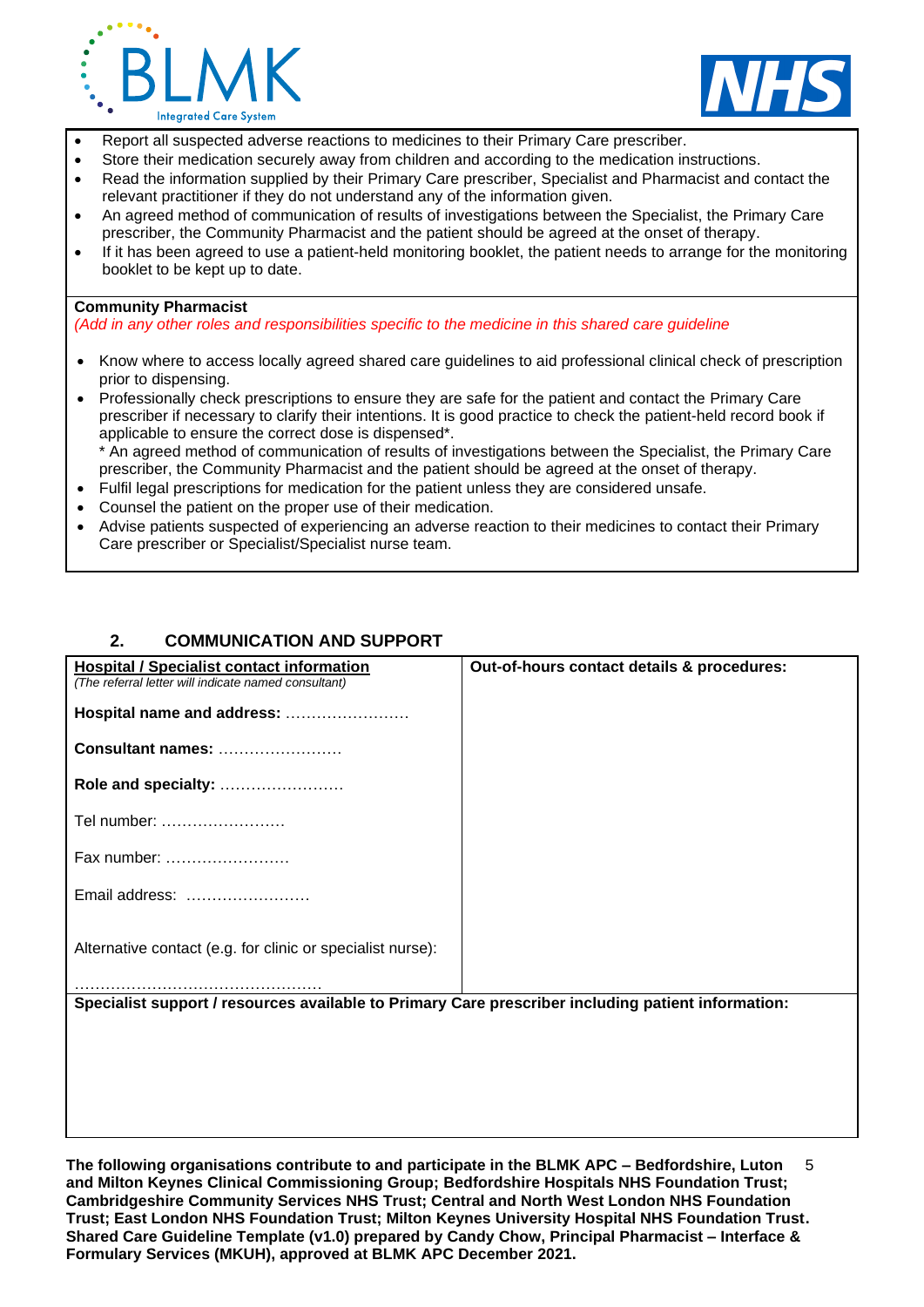- Report all suspected adverse reactions to medicines to their Primary Care prescriber.
- Store their medication securely away from children and according to the medication instructions.
- Read the information supplied by their Primary Care prescriber, Specialist and Pharmacist and contact the relevant practitioner if they do not understand any of the information given.
- An agreed method of communication of results of investigations between the Specialist, the Primary Care prescriber, the Community Pharmacist and the patient should be agreed at the onset of therapy.
- If it has been agreed to use a patient-held monitoring booklet, the patient needs to arrange for the monitoring booklet to be kept up to date.

**Community Pharmacist**

*(Add in any other roles and responsibilities specific to the medicine in this shared care guideline)*

- Know where to access locally agreed shared care guidelines to aid professional clinical check of prescription prior to dispensing.
- Professionally check prescriptions to ensure they are safe for the patient and contact the Primary Care prescriber if necessary to clarify their intentions. It is good practice to check the patient-held record book if applicable to ensure the correct dose is dispensed*.
  * An agreed method of communication of results of investigations between the Specialist, the Primary Care prescriber, the Community Pharmacist and the patient should be agreed at the onset of therapy.
- Fulfil legal prescriptions for medication for the patient unless they are considered unsafe.
- Counsel the patient on the proper use of their medication.
- Advise patients suspected of experiencing an adverse reaction to their medicines to contact their Primary Care prescriber or Specialist/Specialist nurse team.

## 2. COMMUNICATION AND SUPPORT

| **Hospital / Specialist contact information** *(The referral letter will indicate named consultant)* | **Out-of-hours contact details & procedures:** |
|---|---|
| **Hospital name and address:** …………………… | |
| **Consultant names:** …………………… | |
| **Role and specialty:** …………………… | |
| Tel number: …………………… | |
| Fax number: …………………… | |
| Email address: …………………… | |
| Alternative contact (e.g. for clinic or specialist nurse): ………………………………………… | |
| **Specialist support / resources available to Primary Care prescriber including patient information:** | |

**The following organisations contribute to and participate in the BLMK APC – Bedfordshire, Luton and Milton Keynes Clinical Commissioning Group; Bedfordshire Hospitals NHS Foundation Trust; Cambridgeshire Community Services NHS Trust; Central and North West London NHS Foundation Trust; East London NHS Foundation Trust; Milton Keynes University Hospital NHS Foundation Trust. Shared Care Guideline Template (v1.0) prepared by Candy Chow, Principal Pharmacist – Interface & Formulary Services (MKUH), approved at BLMK APC December 2021.**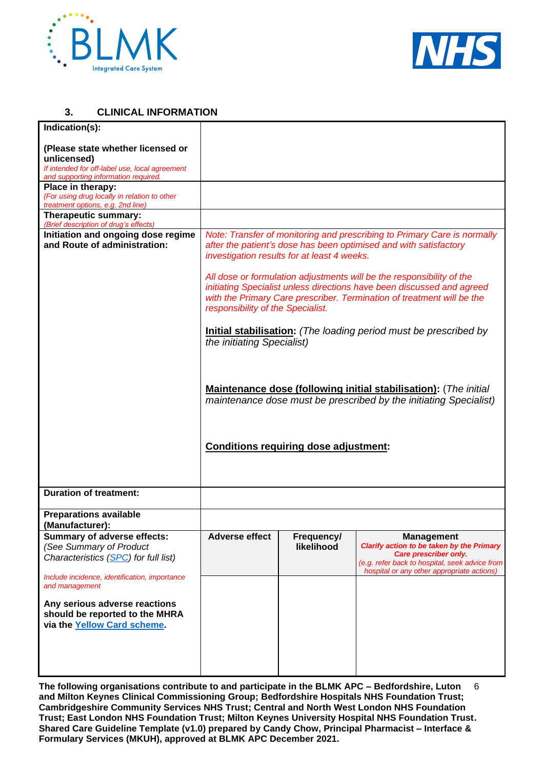### 3. CLINICAL INFORMATION

| | | | |
|---|---|---|---|
| **Indication(s):**<br><br>**(Please state whether licensed or unlicensed)**<br>*If intended for off-label use, local agreement and supporting information required.* | | | |
| **Place in therapy:**<br>*(For using drug locally in relation to other treatment options, e.g. 2nd line)* | | | |
| **Therapeutic summary:**<br>*(Brief description of drug's effects)* | | | |
| **Initiation and ongoing dose regime and Route of administration:** | *Note: Transfer of monitoring and prescribing to Primary Care is normally after the patient's dose has been optimised and with satisfactory investigation results for at least 4 weeks.*<br><br>*All dose or formulation adjustments will be the responsibility of the initiating Specialist unless directions have been discussed and agreed with the Primary Care prescriber. Termination of treatment will be the responsibility of the Specialist.*<br><br>**Initial stabilisation:** *(The loading period must be prescribed by the initiating Specialist)*<br><br>**Maintenance dose (following initial stabilisation):** (*The initial maintenance dose must be prescribed by the initiating Specialist)*<br><br>**Conditions requiring dose adjustment:** | | |
| **Duration of treatment:** | | | |
| **Preparations available (Manufacturer):** | | | |
| **Summary of adverse effects:**<br>*(See Summary of Product Characteristics (SPC) for full list)*<br><br>*Include incidence, identification, importance and management*<br><br>**Any serious adverse reactions should be reported to the MHRA via the Yellow Card scheme.** | **Adverse effect** | **Frequency/ likelihood** | **Management**<br>***Clarify action to be taken by the Primary Care prescriber only.***<br>*(e.g. refer back to hospital, seek advice from hospital or any other appropriate actions)* |
| | | | |

**The following organisations contribute to and participate in the BLMK APC – Bedfordshire, Luton and Milton Keynes Clinical Commissioning Group; Bedfordshire Hospitals NHS Foundation Trust; Cambridgeshire Community Services NHS Trust; Central and North West London NHS Foundation Trust; East London NHS Foundation Trust; Milton Keynes University Hospital NHS Foundation Trust. Shared Care Guideline Template (v1.0) prepared by Candy Chow, Principal Pharmacist – Interface & Formulary Services (MKUH), approved at BLMK APC December 2021.**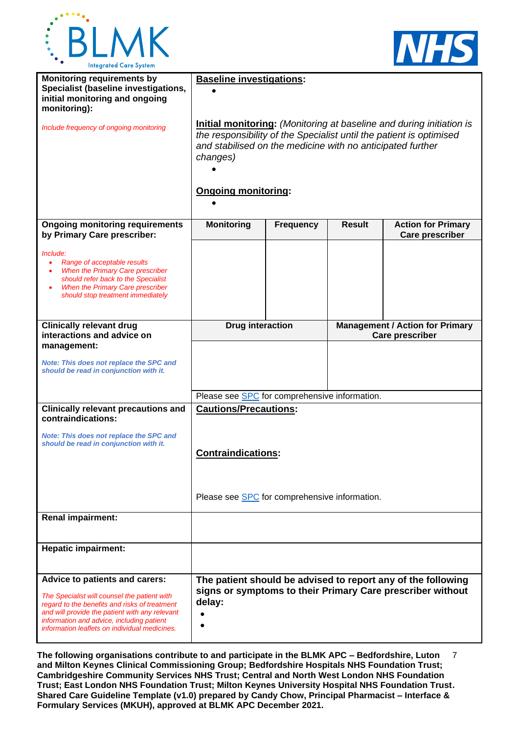| **Monitoring requirements by Specialist (baseline investigations, initial monitoring and ongoing monitoring):**<br><br>*Include frequency of ongoing monitoring* | **Baseline investigations:**<br>•<br><br>**Initial monitoring:** *(Monitoring at baseline and during initiation is the responsibility of the Specialist until the patient is optimised and stabilised on the medicine with no anticipated further changes)*<br>•<br><br>**Ongoing monitoring:**<br>• | | |
|---|---|---|---|---|
| **Ongoing monitoring requirements by Primary Care prescriber:**<br><br>*Include:*<br>• *Range of acceptable results*<br>• *When the Primary Care prescriber should refer back to the Specialist*<br>• *When the Primary Care prescriber should stop treatment immediately* | **Monitoring** | **Frequency** | **Result** | **Action for Primary Care prescriber** |
| | | | | |

| **Clinically relevant drug interactions and advice on management:**<br><br>***Note: This does not replace the SPC and should be read in conjunction with it.*** | **Drug interaction** | **Management / Action for Primary Care prescriber** |
|---|---|---|
| | | |
| | Please see SPC for comprehensive information. | |

| | |
|---|---|
| **Clinically relevant precautions and contraindications:**<br><br>***Note: This does not replace the SPC and should be read in conjunction with it.*** | **Cautions/Precautions:**<br><br>**Contraindications:**<br><br>Please see SPC for comprehensive information. |
| **Renal impairment:** | |
| **Hepatic impairment:** | |
| **Advice to patients and carers:**<br><br>*The Specialist will counsel the patient with regard to the benefits and risks of treatment and will provide the patient with any relevant information and advice, including patient information leaflets on individual medicines.* | **The patient should be advised to report any of the following signs or symptoms to their Primary Care prescriber without delay:**<br>•<br>• |

**The following organisations contribute to and participate in the BLMK APC – Bedfordshire, Luton and Milton Keynes Clinical Commissioning Group; Bedfordshire Hospitals NHS Foundation Trust; Cambridgeshire Community Services NHS Trust; Central and North West London NHS Foundation Trust; East London NHS Foundation Trust; Milton Keynes University Hospital NHS Foundation Trust. Shared Care Guideline Template (v1.0) prepared by Candy Chow, Principal Pharmacist – Interface & Formulary Services (MKUH), approved at BLMK APC December 2021.**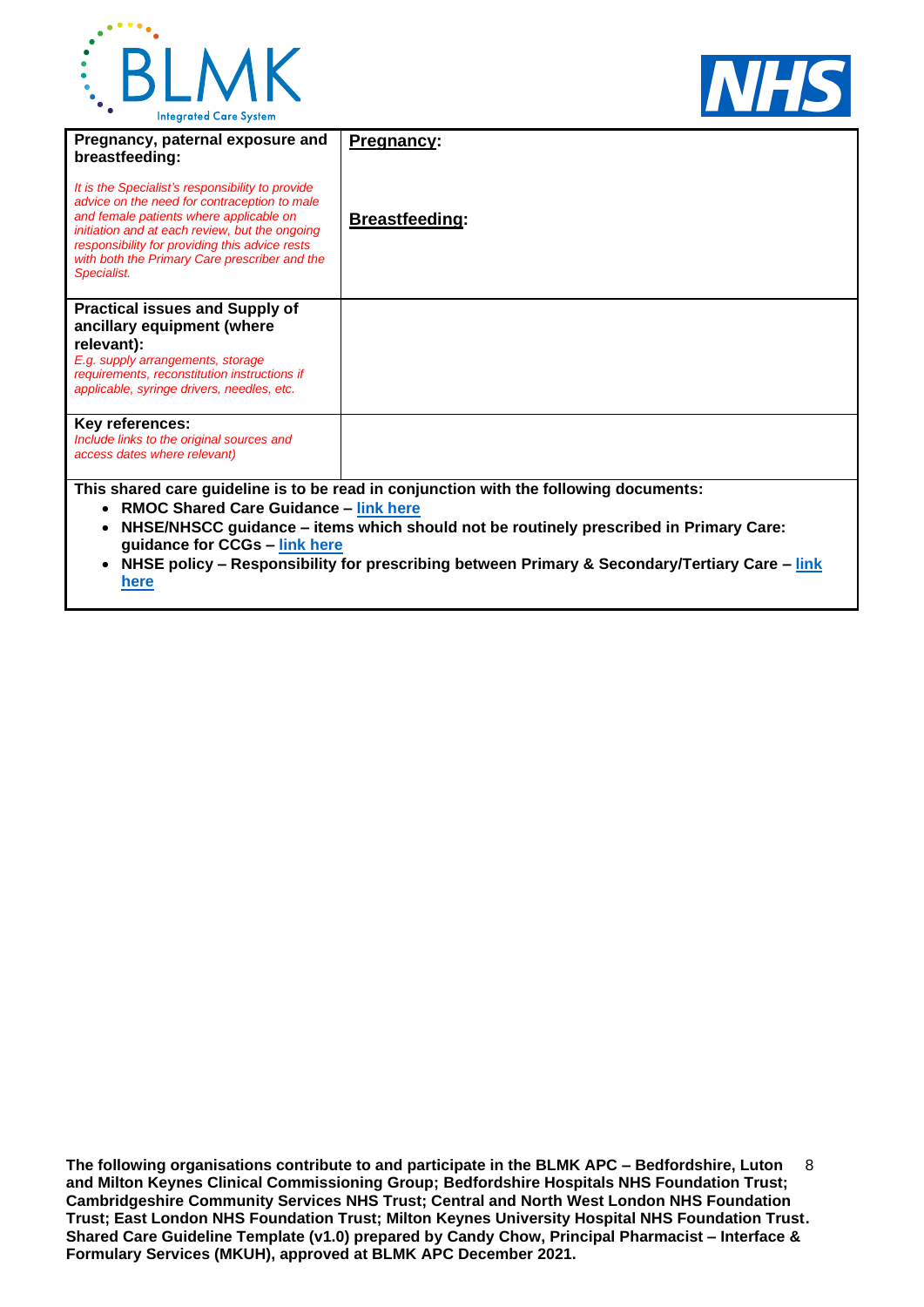| | |
|---|---|
| **Pregnancy, paternal exposure and breastfeeding:**<br><br>*It is the Specialist's responsibility to provide advice on the need for contraception to male and female patients where applicable on initiation and at each review, but the ongoing responsibility for providing this advice rests with both the Primary Care prescriber and the Specialist.* | **Pregnancy:**<br><br><br>**Breastfeeding:** |
| **Practical issues and Supply of ancillary equipment (where relevant):**<br>*E.g. supply arrangements, storage requirements, reconstitution instructions if applicable, syringe drivers, needles, etc.* | |
| **Key references:**<br>*Include links to the original sources and access dates where relevant)* | |

**This shared care guideline is to be read in conjunction with the following documents:**

- **RMOC Shared Care Guidance – link here**
- **NHSE/NHSCC guidance – items which should not be routinely prescribed in Primary Care: guidance for CCGs – link here**
- **NHSE policy – Responsibility for prescribing between Primary & Secondary/Tertiary Care – link here**

**The following organisations contribute to and participate in the BLMK APC – Bedfordshire, Luton and Milton Keynes Clinical Commissioning Group; Bedfordshire Hospitals NHS Foundation Trust; Cambridgeshire Community Services NHS Trust; Central and North West London NHS Foundation Trust; East London NHS Foundation Trust; Milton Keynes University Hospital NHS Foundation Trust. Shared Care Guideline Template (v1.0) prepared by Candy Chow, Principal Pharmacist – Interface & Formulary Services (MKUH), approved at BLMK APC December 2021.**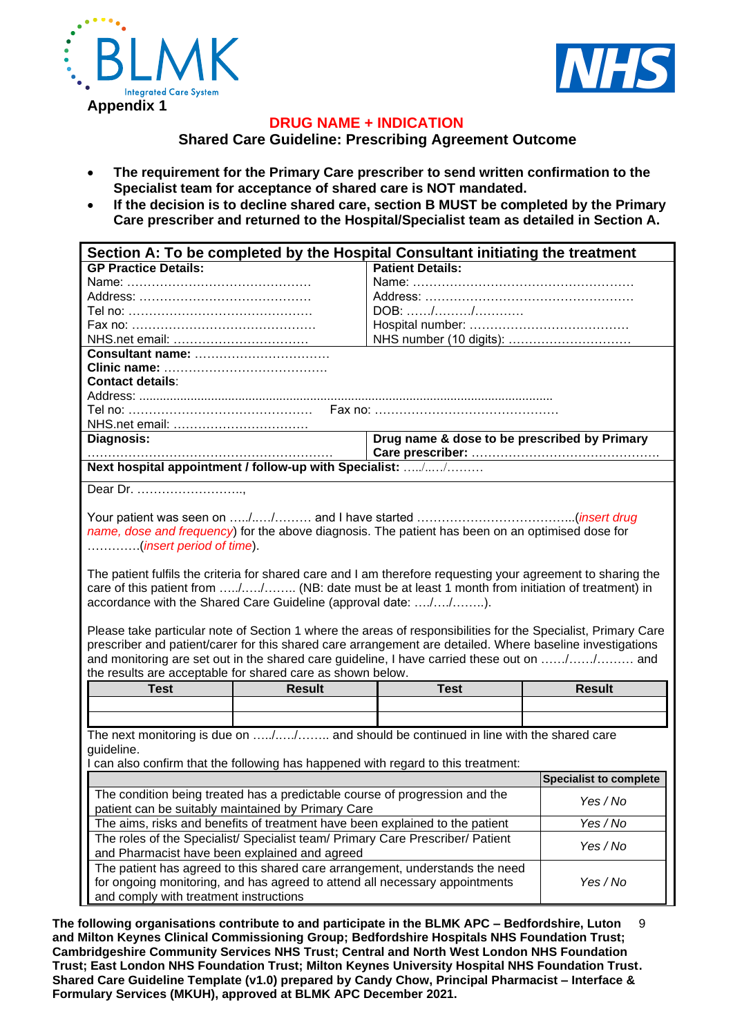**Appendix 1**

## DRUG NAME + INDICATION

### Shared Care Guideline: Prescribing Agreement Outcome

- **The requirement for the Primary Care prescriber to send written confirmation to the Specialist team for acceptance of shared care is NOT mandated.**
- **If the decision is to decline shared care, section B MUST be completed by the Primary Care prescriber and returned to the Hospital/Specialist team as detailed in Section A.**

### Section A: To be completed by the Hospital Consultant initiating the treatment

| **GP Practice Details:** | **Patient Details:** |
|---|---|
| Name: ………………………………………… | Name: ………………………………………………… |
| Address: …………………………………… | Address: ……………………………………………… |
| Tel no: ………………………………………… | DOB: ……/………/………… |
| Fax no: ………………………………………… | Hospital number: ………………………………… |
| NHS.net email: …………………………… | NHS number (10 digits): ………………………… |

**Consultant name:** ……………………………
**Clinic name:** …………………………………
**Contact details**:
Address: ………………………………………………………………………………………………
Tel no: ………………………………………… Fax no: …………………………………………
NHS.net email: ……………………………

| **Diagnosis:** ……………………………………………………… | **Drug name & dose to be prescribed by Primary Care prescriber:** ……………………………………… |
|---|---|

**Next hospital appointment / follow-up with Specialist:** …../…../………

Dear Dr. ……………………..,

Your patient was seen on …../…../……… and I have started ………………………………..(*insert drug name, dose and frequency*) for the above diagnosis. The patient has been on an optimised dose for ………….(*insert period of time*).

The patient fulfils the criteria for shared care and I am therefore requesting your agreement to sharing the care of this patient from …../…../…….. (NB: date must be at least 1 month from initiation of treatment) in accordance with the Shared Care Guideline (approval date: …./…./……..).

Please take particular note of Section 1 where the areas of responsibilities for the Specialist, Primary Care prescriber and patient/carer for this shared care arrangement are detailed. Where baseline investigations and monitoring are set out in the shared care guideline, I have carried these out on ……/……/……… and the results are acceptable for shared care as shown below.

| Test | Result | Test | Result |
|---|---|---|---|
| | | | |
| | | | |

The next monitoring is due on …../…../…….. and should be continued in line with the shared care guideline.
I can also confirm that the following has happened with regard to this treatment:

| | **Specialist to complete** |
|---|---|
| The condition being treated has a predictable course of progression and the patient can be suitably maintained by Primary Care | *Yes / No* |
| The aims, risks and benefits of treatment have been explained to the patient | *Yes / No* |
| The roles of the Specialist/ Specialist team/ Primary Care Prescriber/ Patient and Pharmacist have been explained and agreed | *Yes / No* |
| The patient has agreed to this shared care arrangement, understands the need for ongoing monitoring, and has agreed to attend all necessary appointments and comply with treatment instructions | *Yes / No* |

**The following organisations contribute to and participate in the BLMK APC – Bedfordshire, Luton and Milton Keynes Clinical Commissioning Group; Bedfordshire Hospitals NHS Foundation Trust; Cambridgeshire Community Services NHS Trust; Central and North West London NHS Foundation Trust; East London NHS Foundation Trust; Milton Keynes University Hospital NHS Foundation Trust. Shared Care Guideline Template (v1.0) prepared by Candy Chow, Principal Pharmacist – Interface & Formulary Services (MKUH), approved at BLMK APC December 2021.**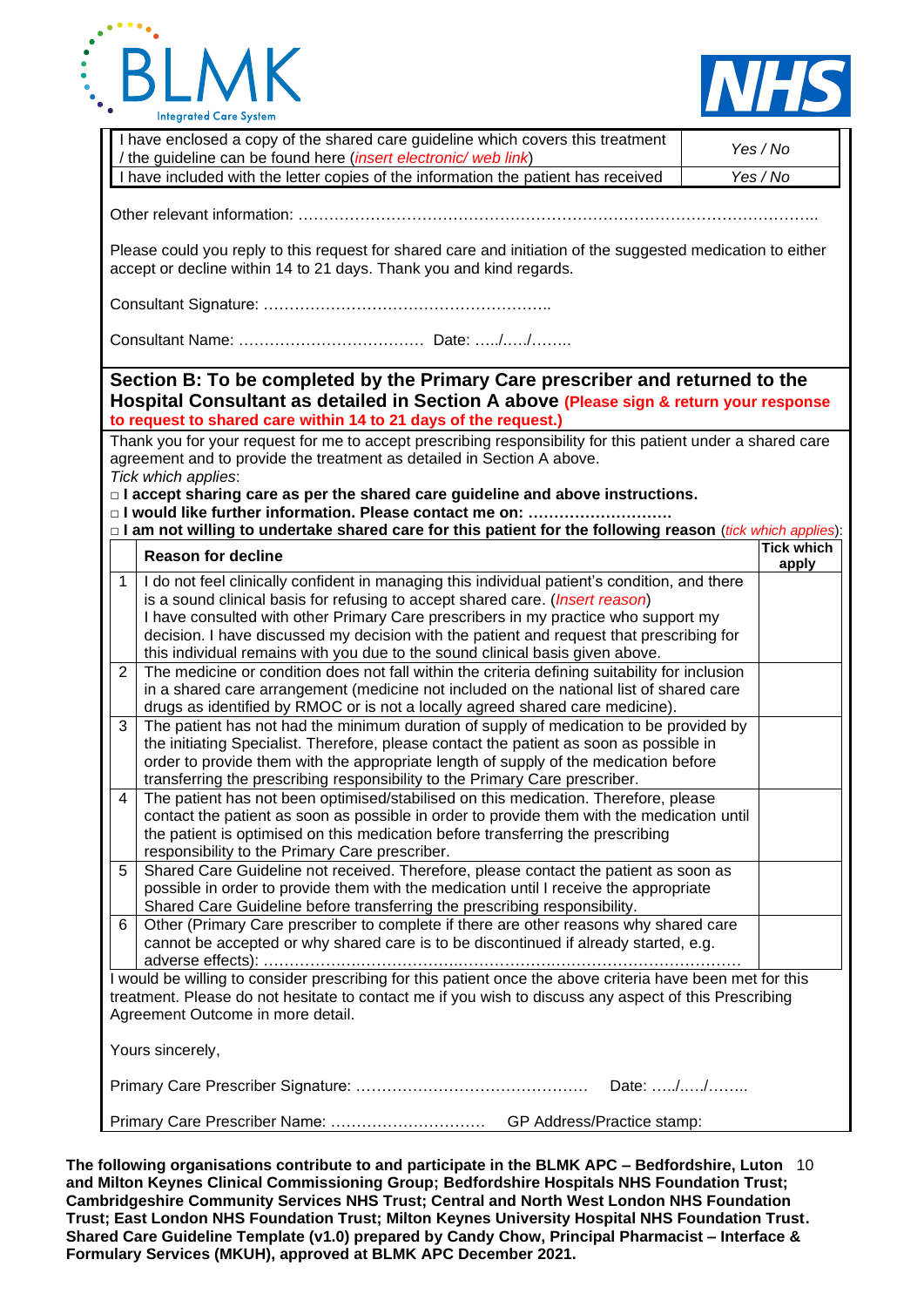| | |
|---|---|
| I have enclosed a copy of the shared care guideline which covers this treatment / the guideline can be found here (*insert electronic/ web link*) | *Yes / No* |
| I have included with the letter copies of the information the patient has received | *Yes / No* |

Other relevant information: ……………………………………………………………………………………..

Please could you reply to this request for shared care and initiation of the suggested medication to either accept or decline within 14 to 21 days. Thank you and kind regards.

Consultant Signature: ………………………………………………..

Consultant Name: ……………………………… Date: …../…../……..

## Section B: To be completed by the Primary Care prescriber and returned to the Hospital Consultant as detailed in Section A above **(Please sign & return your response to request to shared care within 14 to 21 days of the request.)**

Thank you for your request for me to accept prescribing responsibility for this patient under a shared care agreement and to provide the treatment as detailed in Section A above.

*Tick which applies*:

□ **I accept sharing care as per the shared care guideline and above instructions.**

□ **I would like further information. Please contact me on: ………………………**

□ **I am not willing to undertake shared care for this patient for the following reason** (*tick which applies*):

| | Reason for decline | Tick which apply |
|---|---|---|
| 1 | I do not feel clinically confident in managing this individual patient's condition, and there is a sound clinical basis for refusing to accept shared care. (*Insert reason*) I have consulted with other Primary Care prescribers in my practice who support my decision. I have discussed my decision with the patient and request that prescribing for this individual remains with you due to the sound clinical basis given above. | |
| 2 | The medicine or condition does not fall within the criteria defining suitability for inclusion in a shared care arrangement (medicine not included on the national list of shared care drugs as identified by RMOC or is not a locally agreed shared care medicine). | |
| 3 | The patient has not had the minimum duration of supply of medication to be provided by the initiating Specialist. Therefore, please contact the patient as soon as possible in order to provide them with the appropriate length of supply of the medication before transferring the prescribing responsibility to the Primary Care prescriber. | |
| 4 | The patient has not been optimised/stabilised on this medication. Therefore, please contact the patient as soon as possible in order to provide them with the medication until the patient is optimised on this medication before transferring the prescribing responsibility to the Primary Care prescriber. | |
| 5 | Shared Care Guideline not received. Therefore, please contact the patient as soon as possible in order to provide them with the medication until I receive the appropriate Shared Care Guideline before transferring the prescribing responsibility. | |
| 6 | Other (Primary Care prescriber to complete if there are other reasons why shared care cannot be accepted or why shared care is to be discontinued if already started, e.g. adverse effects): …………………………………………………………………………………… | |

I would be willing to consider prescribing for this patient once the above criteria have been met for this treatment. Please do not hesitate to contact me if you wish to discuss any aspect of this Prescribing Agreement Outcome in more detail.

Yours sincerely,

Primary Care Prescriber Signature: ……………………………………… Date: …../…../……..

Primary Care Prescriber Name: ………………………… GP Address/Practice stamp:

**The following organisations contribute to and participate in the BLMK APC – Bedfordshire, Luton and Milton Keynes Clinical Commissioning Group; Bedfordshire Hospitals NHS Foundation Trust; Cambridgeshire Community Services NHS Trust; Central and North West London NHS Foundation Trust; East London NHS Foundation Trust; Milton Keynes University Hospital NHS Foundation Trust. Shared Care Guideline Template (v1.0) prepared by Candy Chow, Principal Pharmacist – Interface & Formulary Services (MKUH), approved at BLMK APC December 2021.**